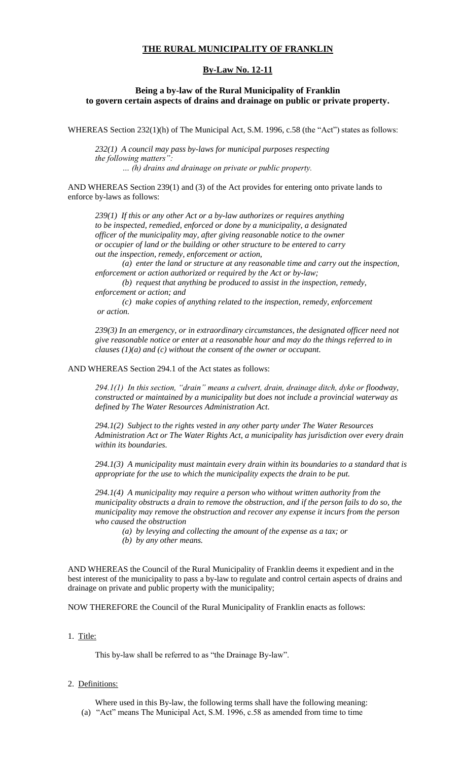**THE RURAL MUNICIPALITY OF FRANKLIN**

**By-Law No. 12-11**

**Being a by-law of the Rural Municipality of Franklin to govern certain aspects of drains and drainage on public or private property.**

WHEREAS Section 232(1)(h) of The Municipal Act, S.M. 1996, c.58 (the "Act") states as follows:

> *232(1) A council may pass by-laws for municipal purposes respecting the following matters":*
> *… (h) drains and drainage on private or public property.*

AND WHEREAS Section 239(1) and (3) of the Act provides for entering onto private lands to enforce by-laws as follows:

> *239(1) If this or any other Act or a by-law authorizes or requires anything to be inspected, remedied, enforced or done by a municipality, a designated officer of the municipality may, after giving reasonable notice to the owner or occupier of land or the building or other structure to be entered to carry out the inspection, remedy, enforcement or action,*
>
> *(a) enter the land or structure at any reasonable time and carry out the inspection, enforcement or action authorized or required by the Act or by-law;*
>
> *(b) request that anything be produced to assist in the inspection, remedy, enforcement or action; and*
>
> *(c) make copies of anything related to the inspection, remedy, enforcement or action.*
>
> *239(3) In an emergency, or in extraordinary circumstances, the designated officer need not give reasonable notice or enter at a reasonable hour and may do the things referred to in clauses (1)(a) and (c) without the consent of the owner or occupant.*

AND WHEREAS Section 294.1 of the Act states as follows:

> *294.1(1) In this section, "drain" means a culvert, drain, drainage ditch, dyke or floodway, constructed or maintained by a municipality but does not include a provincial waterway as defined by The Water Resources Administration Act.*
>
> *294.1(2) Subject to the rights vested in any other party under The Water Resources Administration Act or The Water Rights Act, a municipality has jurisdiction over every drain within its boundaries.*
>
> *294.1(3) A municipality must maintain every drain within its boundaries to a standard that is appropriate for the use to which the municipality expects the drain to be put.*
>
> *294.1(4) A municipality may require a person who without written authority from the municipality obstructs a drain to remove the obstruction, and if the person fails to do so, the municipality may remove the obstruction and recover any expense it incurs from the person who caused the obstruction*
>
> *(a) by levying and collecting the amount of the expense as a tax; or*
>
> *(b) by any other means.*

AND WHEREAS the Council of the Rural Municipality of Franklin deems it expedient and in the best interest of the municipality to pass a by-law to regulate and control certain aspects of drains and drainage on private and public property with the municipality;

NOW THEREFORE the Council of the Rural Municipality of Franklin enacts as follows:

1. Title:

   This by-law shall be referred to as "the Drainage By-law".

2. Definitions:

   Where used in this By-law, the following terms shall have the following meaning:

   (a) "Act" means The Municipal Act, S.M. 1996, c.58 as amended from time to time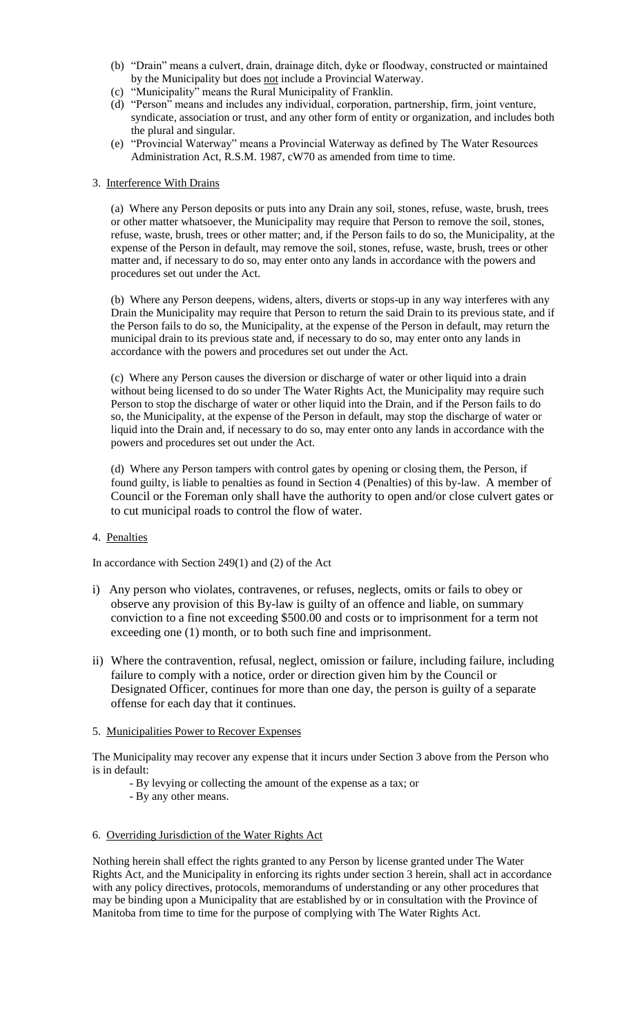(b) "Drain" means a culvert, drain, drainage ditch, dyke or floodway, constructed or maintained by the Municipality but does not include a Provincial Waterway.

(c) "Municipality" means the Rural Municipality of Franklin.

(d) "Person" means and includes any individual, corporation, partnership, firm, joint venture, syndicate, association or trust, and any other form of entity or organization, and includes both the plural and singular.

(e) "Provincial Waterway" means a Provincial Waterway as defined by The Water Resources Administration Act, R.S.M. 1987, cW70 as amended from time to time.

3. Interference With Drains

(a) Where any Person deposits or puts into any Drain any soil, stones, refuse, waste, brush, trees or other matter whatsoever, the Municipality may require that Person to remove the soil, stones, refuse, waste, brush, trees or other matter; and, if the Person fails to do so, the Municipality, at the expense of the Person in default, may remove the soil, stones, refuse, waste, brush, trees or other matter and, if necessary to do so, may enter onto any lands in accordance with the powers and procedures set out under the Act.

(b) Where any Person deepens, widens, alters, diverts or stops-up in any way interferes with any Drain the Municipality may require that Person to return the said Drain to its previous state, and if the Person fails to do so, the Municipality, at the expense of the Person in default, may return the municipal drain to its previous state and, if necessary to do so, may enter onto any lands in accordance with the powers and procedures set out under the Act.

(c) Where any Person causes the diversion or discharge of water or other liquid into a drain without being licensed to do so under The Water Rights Act, the Municipality may require such Person to stop the discharge of water or other liquid into the Drain, and if the Person fails to do so, the Municipality, at the expense of the Person in default, may stop the discharge of water or liquid into the Drain and, if necessary to do so, may enter onto any lands in accordance with the powers and procedures set out under the Act.

(d) Where any Person tampers with control gates by opening or closing them, the Person, if found guilty, is liable to penalties as found in Section 4 (Penalties) of this by-law. A member of Council or the Foreman only shall have the authority to open and/or close culvert gates or to cut municipal roads to control the flow of water.

4. Penalties

In accordance with Section 249(1) and (2) of the Act

i) Any person who violates, contravenes, or refuses, neglects, omits or fails to obey or observe any provision of this By-law is guilty of an offence and liable, on summary conviction to a fine not exceeding $500.00 and costs or to imprisonment for a term not exceeding one (1) month, or to both such fine and imprisonment.

ii) Where the contravention, refusal, neglect, omission or failure, including failure, including failure to comply with a notice, order or direction given him by the Council or Designated Officer, continues for more than one day, the person is guilty of a separate offense for each day that it continues.

5. Municipalities Power to Recover Expenses

The Municipality may recover any expense that it incurs under Section 3 above from the Person who is in default:

- By levying or collecting the amount of the expense as a tax; or
- By any other means.

6. Overriding Jurisdiction of the Water Rights Act

Nothing herein shall effect the rights granted to any Person by license granted under The Water Rights Act, and the Municipality in enforcing its rights under section 3 herein, shall act in accordance with any policy directives, protocols, memorandums of understanding or any other procedures that may be binding upon a Municipality that are established by or in consultation with the Province of Manitoba from time to time for the purpose of complying with The Water Rights Act.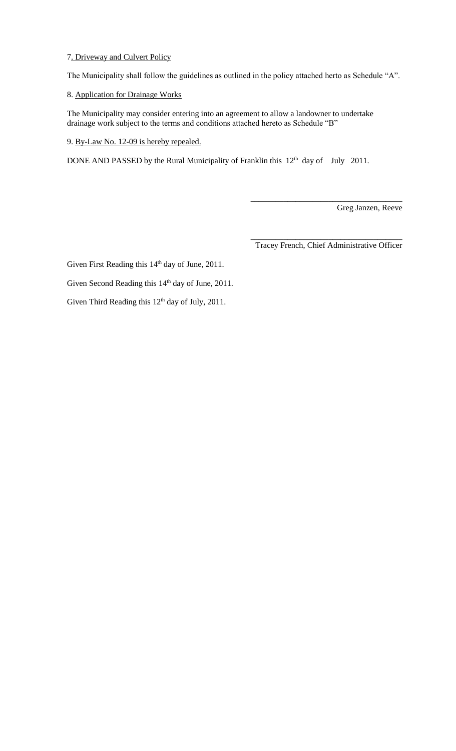7. Driveway and Culvert Policy

The Municipality shall follow the guidelines as outlined in the policy attached herto as Schedule "A".

8. Application for Drainage Works

The Municipality may consider entering into an agreement to allow a landowner to undertake drainage work subject to the terms and conditions attached hereto as Schedule "B"

9. By-Law No. 12-09 is hereby repealed.

DONE AND PASSED by the Rural Municipality of Franklin this 12th day of July 2011.

\_\_\_\_\_\_\_\_\_\_\_\_\_\_\_\_\_\_\_\_\_\_\_\_\_\_\_\_\_\_\_\_\_\_\_\_

Greg Janzen, Reeve

\_\_\_\_\_\_\_\_\_\_\_\_\_\_\_\_\_\_\_\_\_\_\_\_\_\_\_\_\_\_\_\_\_\_\_\_

Tracey French, Chief Administrative Officer

Given First Reading this 14th day of June, 2011.

Given Second Reading this 14th day of June, 2011.

Given Third Reading this 12th day of July, 2011.